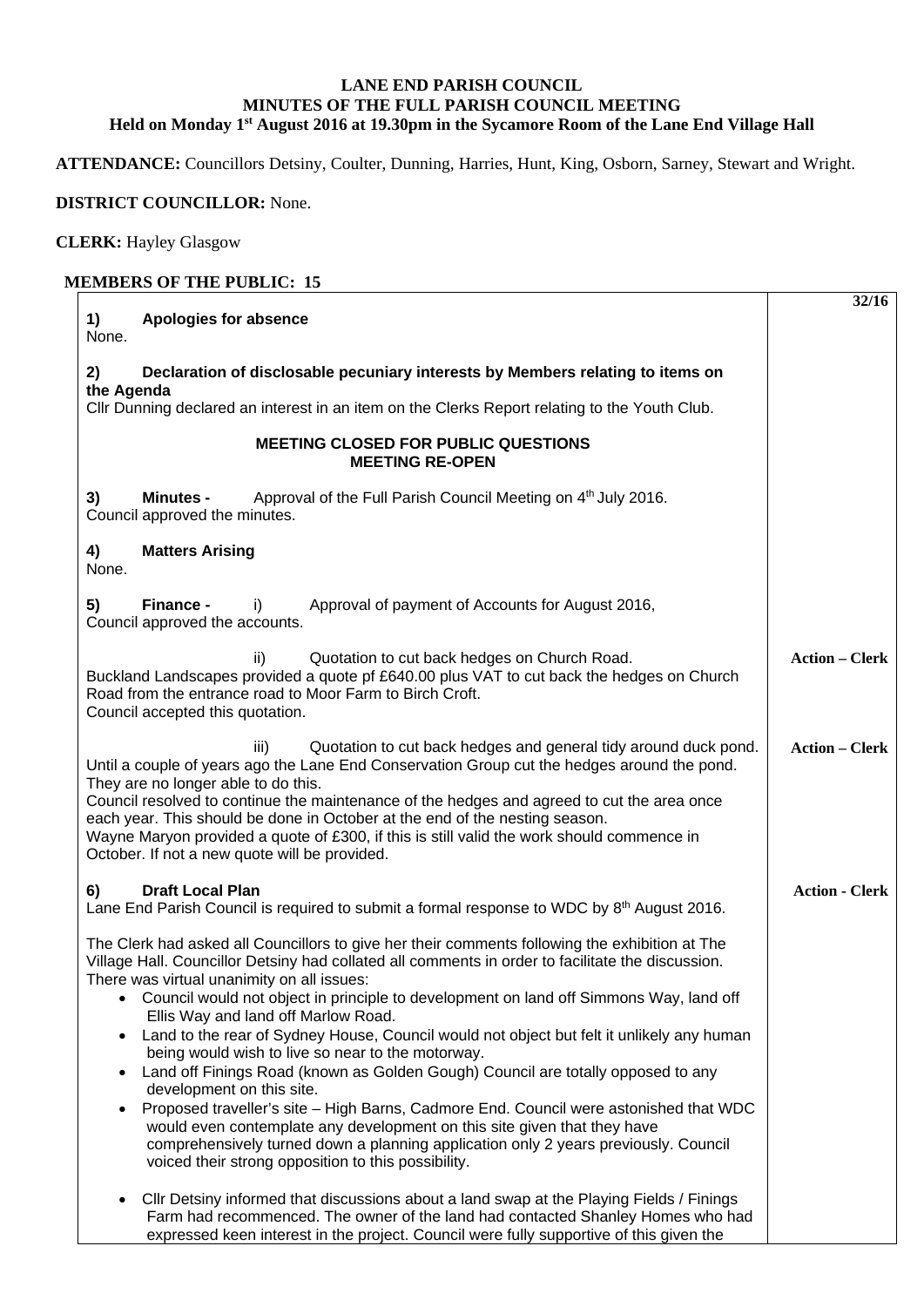**LANE END PARISH COUNCIL**
**MINUTES OF THE FULL PARISH COUNCIL MEETING**
**Held on Monday 1st August 2016 at 19.30pm in the Sycamore Room of the Lane End Village Hall**

**ATTENDANCE:** Councillors Detsiny, Coulter, Dunning, Harries, Hunt, King, Osborn, Sarney, Stewart and Wright.

**DISTRICT COUNCILLOR:** None.

**CLERK:** Hayley Glasgow

**MEMBERS OF THE PUBLIC: 15**

**32/16**

**1) Apologies for absence**
None.

**2) Declaration of disclosable pecuniary interests by Members relating to items on the Agenda**
Cllr Dunning declared an interest in an item on the Clerks Report relating to the Youth Club.

**MEETING CLOSED FOR PUBLIC QUESTIONS**
**MEETING RE-OPEN**

**3) Minutes -** Approval of the Full Parish Council Meeting on 4th July 2016.
Council approved the minutes.

**4) Matters Arising**
None.

**5) Finance -** i) Approval of payment of Accounts for August 2016,
Council approved the accounts.

ii) Quotation to cut back hedges on Church Road. **Action – Clerk**
Buckland Landscapes provided a quote pf £640.00 plus VAT to cut back the hedges on Church Road from the entrance road to Moor Farm to Birch Croft.
Council accepted this quotation.

iii) Quotation to cut back hedges and general tidy around duck pond. **Action – Clerk**
Until a couple of years ago the Lane End Conservation Group cut the hedges around the pond. They are no longer able to do this.
Council resolved to continue the maintenance of the hedges and agreed to cut the area once each year. This should be done in October at the end of the nesting season.
Wayne Maryon provided a quote of £300, if this is still valid the work should commence in October. If not a new quote will be provided.

**6) Draft Local Plan** **Action - Clerk**
Lane End Parish Council is required to submit a formal response to WDC by 8th August 2016.

The Clerk had asked all Councillors to give her their comments following the exhibition at The Village Hall. Councillor Detsiny had collated all comments in order to facilitate the discussion. There was virtual unanimity on all issues:

- Council would not object in principle to development on land off Simmons Way, land off Ellis Way and land off Marlow Road.
- Land to the rear of Sydney House, Council would not object but felt it unlikely any human being would wish to live so near to the motorway.
- Land off Finings Road (known as Golden Gough) Council are totally opposed to any development on this site.
- Proposed traveller's site – High Barns, Cadmore End. Council were astonished that WDC would even contemplate any development on this site given that they have comprehensively turned down a planning application only 2 years previously. Council voiced their strong opposition to this possibility.

- Cllr Detsiny informed that discussions about a land swap at the Playing Fields / Finings Farm had recommenced. The owner of the land had contacted Shanley Homes who had expressed keen interest in the project. Council were fully supportive of this given the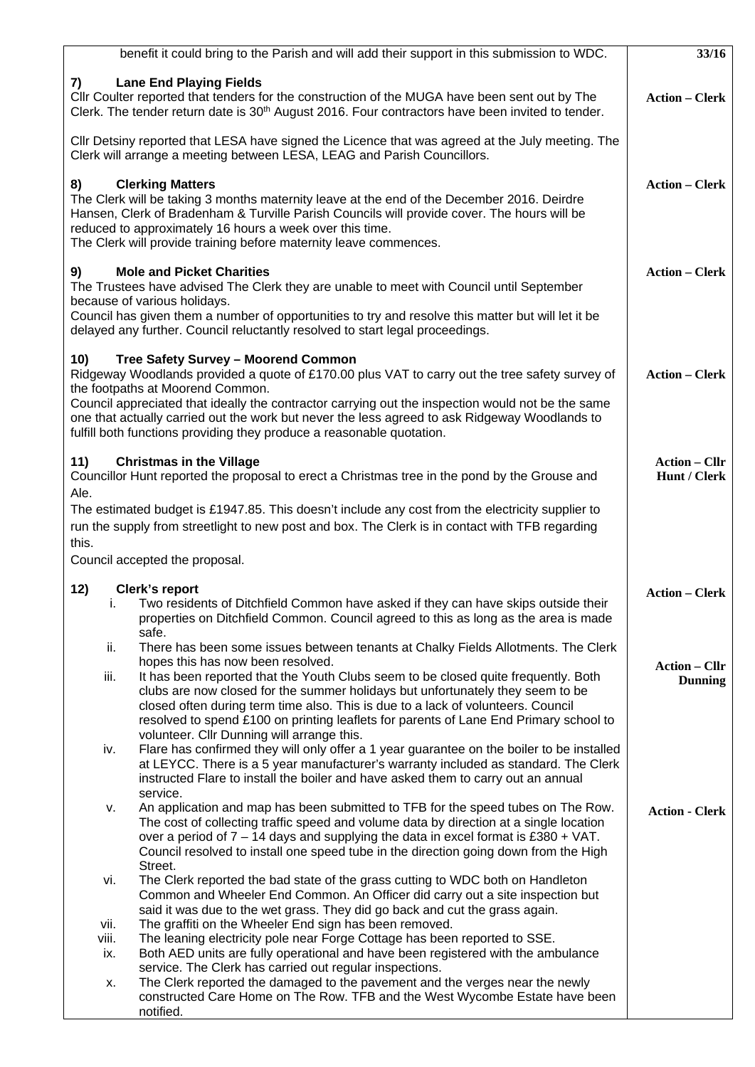| | |
|---|---|
| benefit it could bring to the Parish and will add their support in this submission to WDC. | **33/16** |
| **7) Lane End Playing Fields**<br>Cllr Coulter reported that tenders for the construction of the MUGA have been sent out by The Clerk. The tender return date is 30th August 2016. Four contractors have been invited to tender.<br><br>Cllr Detsiny reported that LESA have signed the Licence that was agreed at the July meeting. The Clerk will arrange a meeting between LESA, LEAG and Parish Councillors. | **Action – Clerk** |
| **8) Clerking Matters**<br>The Clerk will be taking 3 months maternity leave at the end of the December 2016. Deirdre Hansen, Clerk of Bradenham & Turville Parish Councils will provide cover. The hours will be reduced to approximately 16 hours a week over this time.<br>The Clerk will provide training before maternity leave commences. | **Action – Clerk** |
| **9) Mole and Picket Charities**<br>The Trustees have advised The Clerk they are unable to meet with Council until September because of various holidays.<br>Council has given them a number of opportunities to try and resolve this matter but will let it be delayed any further. Council reluctantly resolved to start legal proceedings. | **Action – Clerk** |
| **10) Tree Safety Survey – Moorend Common**<br>Ridgeway Woodlands provided a quote of £170.00 plus VAT to carry out the tree safety survey of the footpaths at Moorend Common.<br>Council appreciated that ideally the contractor carrying out the inspection would not be the same one that actually carried out the work but never the less agreed to ask Ridgeway Woodlands to fulfill both functions providing they produce a reasonable quotation. | **Action – Clerk** |
| **11) Christmas in the Village**<br>Councillor Hunt reported the proposal to erect a Christmas tree in the pond by the Grouse and Ale.<br>The estimated budget is £1947.85. This doesn't include any cost from the electricity supplier to run the supply from streetlight to new post and box. The Clerk is in contact with TFB regarding this.<br>Council accepted the proposal. | **Action – Cllr Hunt / Clerk** |
| **12) Clerk's report**<br>i. Two residents of Ditchfield Common have asked if they can have skips outside their properties on Ditchfield Common. Council agreed to this as long as the area is made safe.<br>ii. There has been some issues between tenants at Chalky Fields Allotments. The Clerk hopes this has now been resolved.<br>iii. It has been reported that the Youth Clubs seem to be closed quite frequently. Both clubs are now closed for the summer holidays but unfortunately they seem to be closed often during term time also. This is due to a lack of volunteers. Council resolved to spend £100 on printing leaflets for parents of Lane End Primary school to volunteer. Cllr Dunning will arrange this.<br>iv. Flare has confirmed they will only offer a 1 year guarantee on the boiler to be installed at LEYCC. There is a 5 year manufacturer's warranty included as standard. The Clerk instructed Flare to install the boiler and have asked them to carry out an annual service.<br>v. An application and map has been submitted to TFB for the speed tubes on The Row. The cost of collecting traffic speed and volume data by direction at a single location over a period of 7 – 14 days and supplying the data in excel format is £380 + VAT. Council resolved to install one speed tube in the direction going down from the High Street.<br>vi. The Clerk reported the bad state of the grass cutting to WDC both on Handleton Common and Wheeler End Common. An Officer did carry out a site inspection but said it was due to the wet grass. They did go back and cut the grass again.<br>vii. The graffiti on the Wheeler End sign has been removed.<br>viii. The leaning electricity pole near Forge Cottage has been reported to SSE.<br>ix. Both AED units are fully operational and have been registered with the ambulance service. The Clerk has carried out regular inspections.<br>x. The Clerk reported the damaged to the pavement and the verges near the newly constructed Care Home on The Row. TFB and the West Wycombe Estate have been notified. | **Action – Clerk**<br><br>**Action – Cllr Dunning**<br><br>**Action - Clerk** |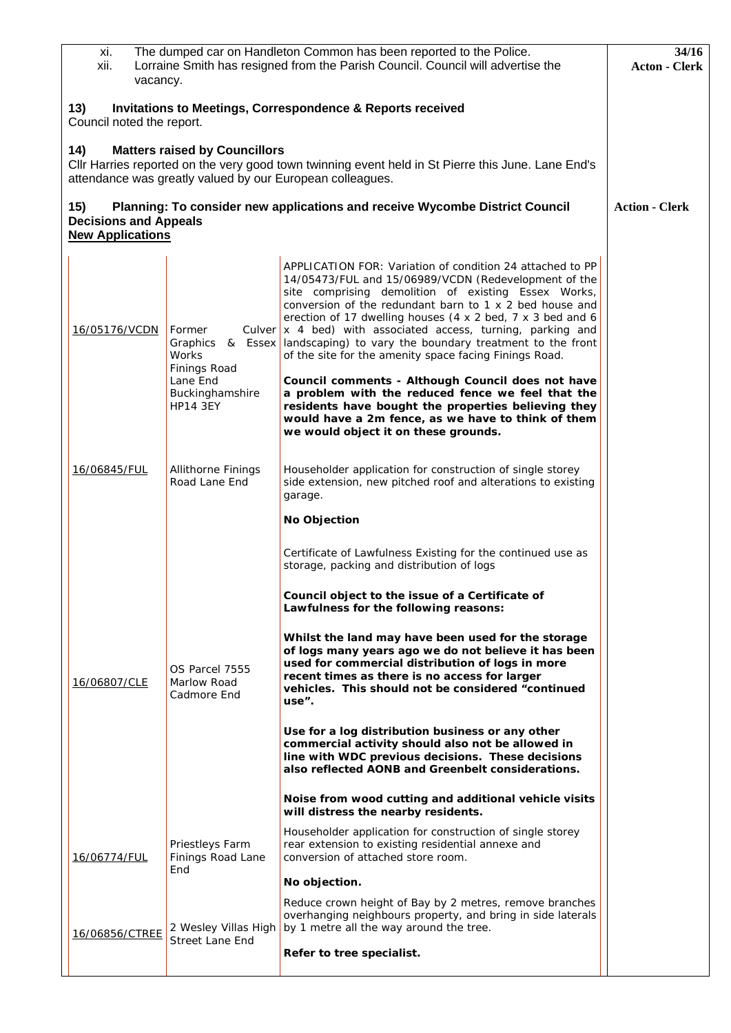| | | |
|---|---|---|
| xi. | The dumped car on Handleton Common has been reported to the Police. | 34/16 |
| xii. | Lorraine Smith has resigned from the Parish Council. Council will advertise the vacancy. | **Acton - Clerk** |

**13) Invitations to Meetings, Correspondence & Reports received**

Council noted the report.

**14) Matters raised by Councillors**

Cllr Harries reported on the very good town twinning event held in St Pierre this June. Lane End's attendance was greatly valued by our European colleagues.

**15) Planning: To consider new applications and receive Wycombe District Council Decisions and Appeals** — **Action - Clerk**

**New Applications**

| Reference | Location | Application / Comments |
|---|---|---|
| 16/05176/VCDN | Former Culver Graphics & Essex Works Finings Road Lane End Buckinghamshire HP14 3EY | APPLICATION FOR: Variation of condition 24 attached to PP 14/05473/FUL and 15/06989/VCDN (Redevelopment of the site comprising demolition of existing Essex Works, conversion of the redundant barn to 1 x 2 bed house and erection of 17 dwelling houses (4 x 2 bed, 7 x 3 bed and 6 x 4 bed) with associated access, turning, parking and landscaping) to vary the boundary treatment to the front of the site for the amenity space facing Finings Road.<br><br>**Council comments - Although Council does not have a problem with the reduced fence we feel that the residents have bought the properties believing they would have a 2m fence, as we have to think of them we would object it on these grounds.** |
| 16/06845/FUL | Allithorne Finings Road Lane End | Householder application for construction of single storey side extension, new pitched roof and alterations to existing garage.<br><br>**No Objection** |
| 16/06807/CLE | OS Parcel 7555 Marlow Road Cadmore End | Certificate of Lawfulness Existing for the continued use as storage, packing and distribution of logs<br><br>**Council object to the issue of a Certificate of Lawfulness for the following reasons:**<br><br>**Whilst the land may have been used for the storage of logs many years ago we do not believe it has been used for commercial distribution of logs in more recent times as there is no access for larger vehicles. This should not be considered "continued use".**<br><br>**Use for a log distribution business or any other commercial activity should also not be allowed in line with WDC previous decisions. These decisions also reflected AONB and Greenbelt considerations.**<br><br>**Noise from wood cutting and additional vehicle visits will distress the nearby residents.** |
| 16/06774/FUL | Priestleys Farm Finings Road Lane End | Householder application for construction of single storey rear extension to existing residential annexe and conversion of attached store room.<br><br>**No objection.** |
| 16/06856/CTREE | 2 Wesley Villas High Street Lane End | Reduce crown height of Bay by 2 metres, remove branches overhanging neighbours property, and bring in side laterals by 1 metre all the way around the tree.<br><br>**Refer to tree specialist.** |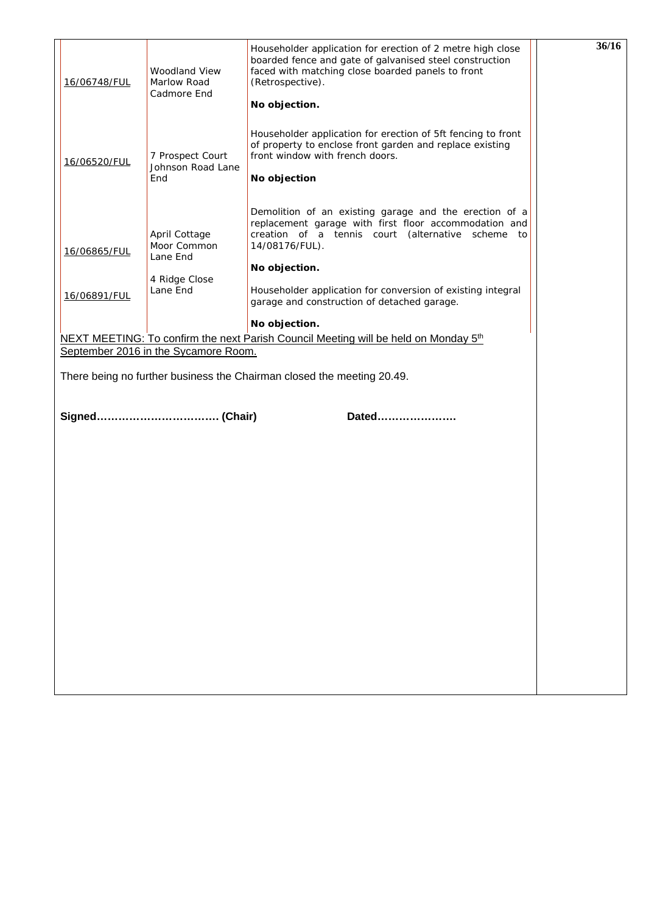| | | |
|---|---|---|
| 16/06748/FUL | Woodland View Marlow Road Cadmore End | Householder application for erection of 2 metre high close boarded fence and gate of galvanised steel construction faced with matching close boarded panels to front (Retrospective).<br><br>**No objection.** |
| 16/06520/FUL | 7 Prospect Court Johnson Road Lane End | Householder application for erection of 5ft fencing to front of property to enclose front garden and replace existing front window with french doors.<br><br>**No objection** |
| 16/06865/FUL | April Cottage Moor Common Lane End | Demolition of an existing garage and the erection of a replacement garage with first floor accommodation and creation of a tennis court (alternative scheme to 14/08176/FUL).<br><br>**No objection.** |
| 16/06891/FUL | 4 Ridge Close Lane End | Householder application for conversion of existing integral garage and construction of detached garage.<br><br>**No objection.** |

NEXT MEETING: To confirm the next Parish Council Meeting will be held on Monday 5th September 2016 in the Sycamore Room.

There being no further business the Chairman closed the meeting 20.49.

**Signed…………………………… (Chair)** **Dated………………….**